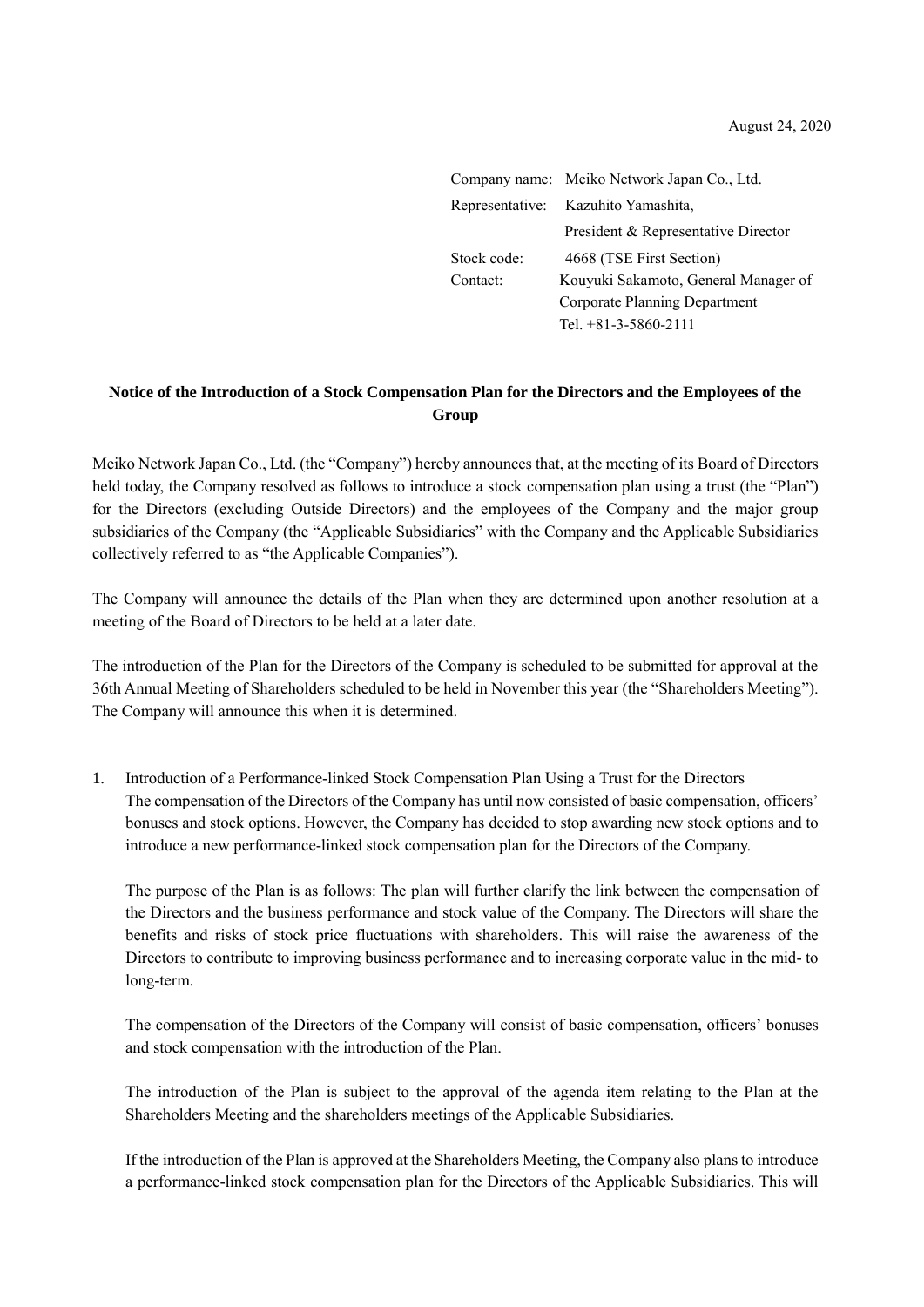August 24, 2020

Company name: Meiko Network Japan Co., Ltd.
Representative: Kazuhito Yamashita, President & Representative Director
Stock code: 4668 (TSE First Section)
Contact: Kouyuki Sakamoto, General Manager of Corporate Planning Department
Tel. +81-3-5860-2111

**Notice of the Introduction of a Stock Compensation Plan for the Directors and the Employees of the Group**

Meiko Network Japan Co., Ltd. (the "Company") hereby announces that, at the meeting of its Board of Directors held today, the Company resolved as follows to introduce a stock compensation plan using a trust (the "Plan") for the Directors (excluding Outside Directors) and the employees of the Company and the major group subsidiaries of the Company (the "Applicable Subsidiaries" with the Company and the Applicable Subsidiaries collectively referred to as "the Applicable Companies").

The Company will announce the details of the Plan when they are determined upon another resolution at a meeting of the Board of Directors to be held at a later date.

The introduction of the Plan for the Directors of the Company is scheduled to be submitted for approval at the 36th Annual Meeting of Shareholders scheduled to be held in November this year (the "Shareholders Meeting"). The Company will announce this when it is determined.

1. Introduction of a Performance-linked Stock Compensation Plan Using a Trust for the Directors

   The compensation of the Directors of the Company has until now consisted of basic compensation, officers' bonuses and stock options. However, the Company has decided to stop awarding new stock options and to introduce a new performance-linked stock compensation plan for the Directors of the Company.

   The purpose of the Plan is as follows: The plan will further clarify the link between the compensation of the Directors and the business performance and stock value of the Company. The Directors will share the benefits and risks of stock price fluctuations with shareholders. This will raise the awareness of the Directors to contribute to improving business performance and to increasing corporate value in the mid- to long-term.

   The compensation of the Directors of the Company will consist of basic compensation, officers' bonuses and stock compensation with the introduction of the Plan.

   The introduction of the Plan is subject to the approval of the agenda item relating to the Plan at the Shareholders Meeting and the shareholders meetings of the Applicable Subsidiaries.

   If the introduction of the Plan is approved at the Shareholders Meeting, the Company also plans to introduce a performance-linked stock compensation plan for the Directors of the Applicable Subsidiaries. This will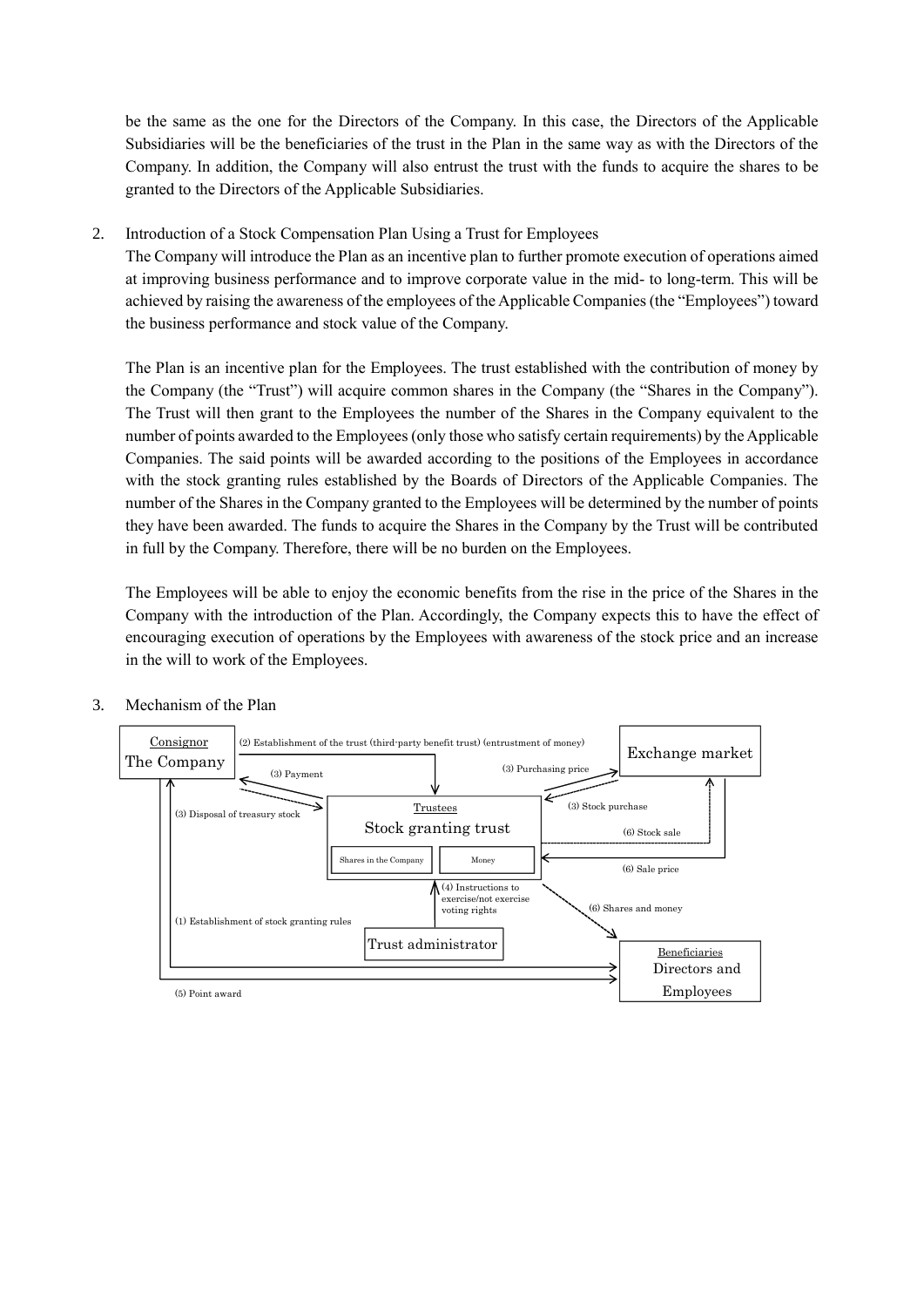be the same as the one for the Directors of the Company. In this case, the Directors of the Applicable Subsidiaries will be the beneficiaries of the trust in the Plan in the same way as with the Directors of the Company. In addition, the Company will also entrust the trust with the funds to acquire the shares to be granted to the Directors of the Applicable Subsidiaries.

2. Introduction of a Stock Compensation Plan Using a Trust for Employees

The Company will introduce the Plan as an incentive plan to further promote execution of operations aimed at improving business performance and to improve corporate value in the mid- to long-term. This will be achieved by raising the awareness of the employees of the Applicable Companies (the "Employees") toward the business performance and stock value of the Company.

The Plan is an incentive plan for the Employees. The trust established with the contribution of money by the Company (the "Trust") will acquire common shares in the Company (the "Shares in the Company"). The Trust will then grant to the Employees the number of the Shares in the Company equivalent to the number of points awarded to the Employees (only those who satisfy certain requirements) by the Applicable Companies. The said points will be awarded according to the positions of the Employees in accordance with the stock granting rules established by the Boards of Directors of the Applicable Companies. The number of the Shares in the Company granted to the Employees will be determined by the number of points they have been awarded. The funds to acquire the Shares in the Company by the Trust will be contributed in full by the Company. Therefore, there will be no burden on the Employees.

The Employees will be able to enjoy the economic benefits from the rise in the price of the Shares in the Company with the introduction of the Plan. Accordingly, the Company expects this to have the effect of encouraging execution of operations by the Employees with awareness of the stock price and an increase in the will to work of the Employees.

3. Mechanism of the Plan

Consignor
The Company

(2) Establishment of the trust (third-party benefit trust) (entrustment of money)

(3) Payment

(3) Disposal of treasury stock

Trustees
Stock granting trust

Shares in the Company | Money

Exchange market

(3) Purchasing price

(3) Stock purchase

(6) Stock sale

(6) Sale price

(4) Instructions to exercise/not exercise voting rights

Trust administrator

(6) Shares and money

(1) Establishment of stock granting rules

(5) Point award

Beneficiaries
Directors and Employees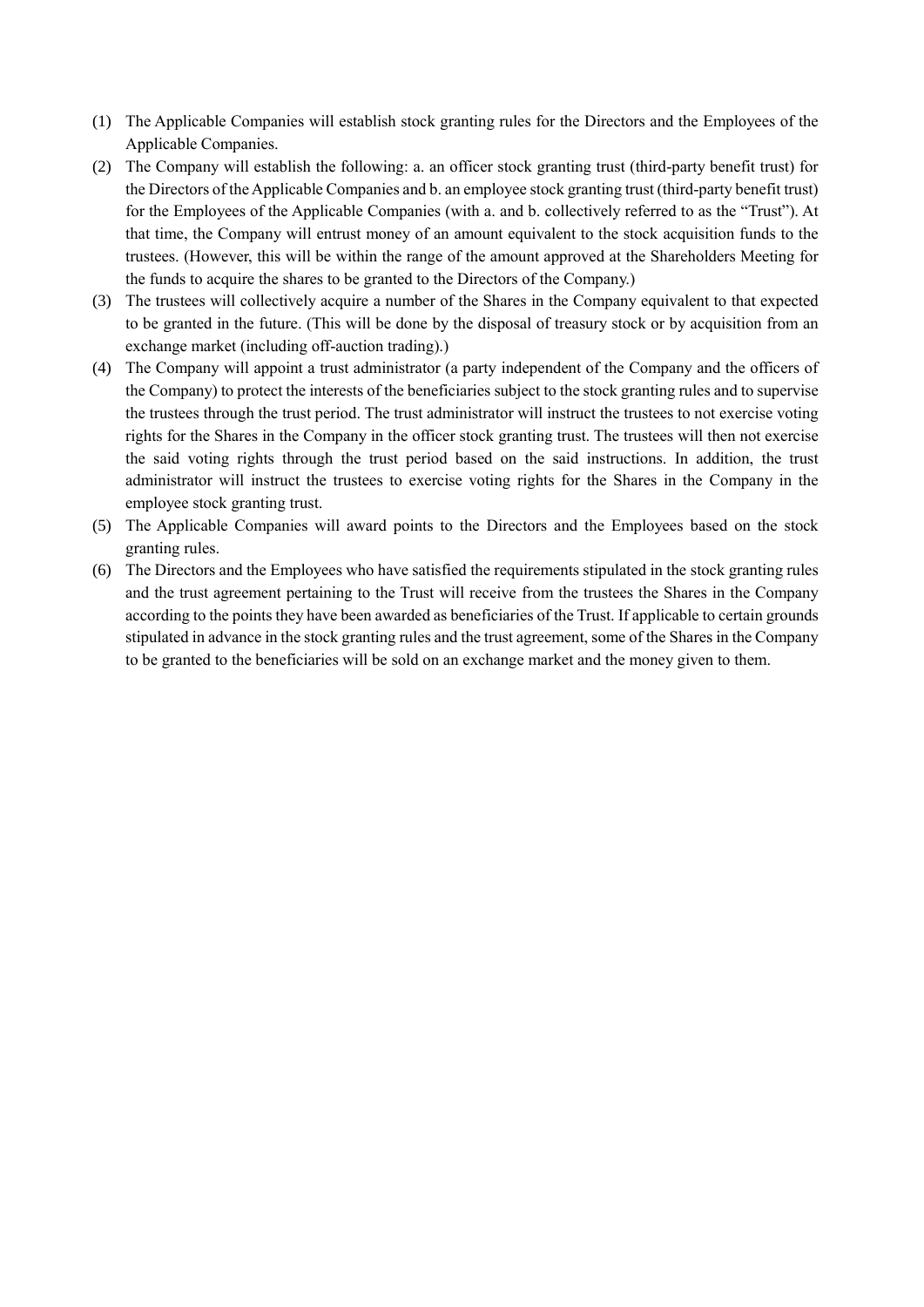(1) The Applicable Companies will establish stock granting rules for the Directors and the Employees of the Applicable Companies.
(2) The Company will establish the following: a. an officer stock granting trust (third-party benefit trust) for the Directors of the Applicable Companies and b. an employee stock granting trust (third-party benefit trust) for the Employees of the Applicable Companies (with a. and b. collectively referred to as the "Trust"). At that time, the Company will entrust money of an amount equivalent to the stock acquisition funds to the trustees. (However, this will be within the range of the amount approved at the Shareholders Meeting for the funds to acquire the shares to be granted to the Directors of the Company.)
(3) The trustees will collectively acquire a number of the Shares in the Company equivalent to that expected to be granted in the future. (This will be done by the disposal of treasury stock or by acquisition from an exchange market (including off-auction trading).)
(4) The Company will appoint a trust administrator (a party independent of the Company and the officers of the Company) to protect the interests of the beneficiaries subject to the stock granting rules and to supervise the trustees through the trust period. The trust administrator will instruct the trustees to not exercise voting rights for the Shares in the Company in the officer stock granting trust. The trustees will then not exercise the said voting rights through the trust period based on the said instructions. In addition, the trust administrator will instruct the trustees to exercise voting rights for the Shares in the Company in the employee stock granting trust.
(5) The Applicable Companies will award points to the Directors and the Employees based on the stock granting rules.
(6) The Directors and the Employees who have satisfied the requirements stipulated in the stock granting rules and the trust agreement pertaining to the Trust will receive from the trustees the Shares in the Company according to the points they have been awarded as beneficiaries of the Trust. If applicable to certain grounds stipulated in advance in the stock granting rules and the trust agreement, some of the Shares in the Company to be granted to the beneficiaries will be sold on an exchange market and the money given to them.